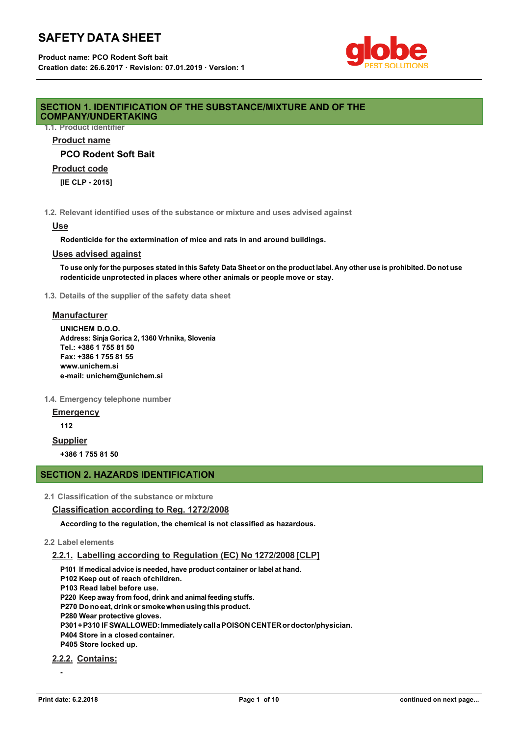# SAFETY DATA SHEET

**Product name: PCO Rodent Soft bait**
**Creation date: 26.6.2017 · Revision: 07.01.2019 · Version: 1**

## SECTION 1. IDENTIFICATION OF THE SUBSTANCE/MIXTURE AND OF THE COMPANY/UNDERTAKING

### 1.1. Product identifier

**Product name**

**PCO Rodent Soft Bait**

**Product code**

**[IE CLP - 2015]**

### 1.2. Relevant identified uses of the substance or mixture and uses advised against

**Use**

**Rodenticide for the extermination of mice and rats in and around buildings.**

**Uses advised against**

**To use only for the purposes stated in this Safety Data Sheet or on the product label. Any other use is prohibited. Do not use rodenticide unprotected in places where other animals or people move or stay.**

### 1.3. Details of the supplier of the safety data sheet

**Manufacturer**

**UNICHEM D.O.O.**
**Address: Sinja Gorica 2, 1360 Vrhnika, Slovenia**
**Tel.: +386 1 755 81 50**
**Fax: +386 1 755 81 55**
**www.unichem.si**
**e-mail: unichem@unichem.si**

### 1.4. Emergency telephone number

**Emergency**

**112**

**Supplier**

**+386 1 755 81 50**

## SECTION 2. HAZARDS IDENTIFICATION

### 2.1 Classification of the substance or mixture

**Classification according to Reg. 1272/2008**

**According to the regulation, the chemical is not classified as hazardous.**

### 2.2 Label elements

**2.2.1. Labelling according to Regulation (EC) No 1272/2008 [CLP]**

**P101 If medical advice is needed, have product container or label at hand.**
**P102 Keep out of reach of children.**
**P103 Read label before use.**
**P220 Keep away from food, drink and animal feeding stuffs.**
**P270 Do no eat, drink or smoke when using this product.**
**P280 Wear protective gloves.**
**P301+P310 IF SWALLOWED: Immediately call a POISON CENTER or doctor/physician.**
**P404 Store in a closed container.**
**P405 Store locked up.**

**2.2.2. Contains:**

**-**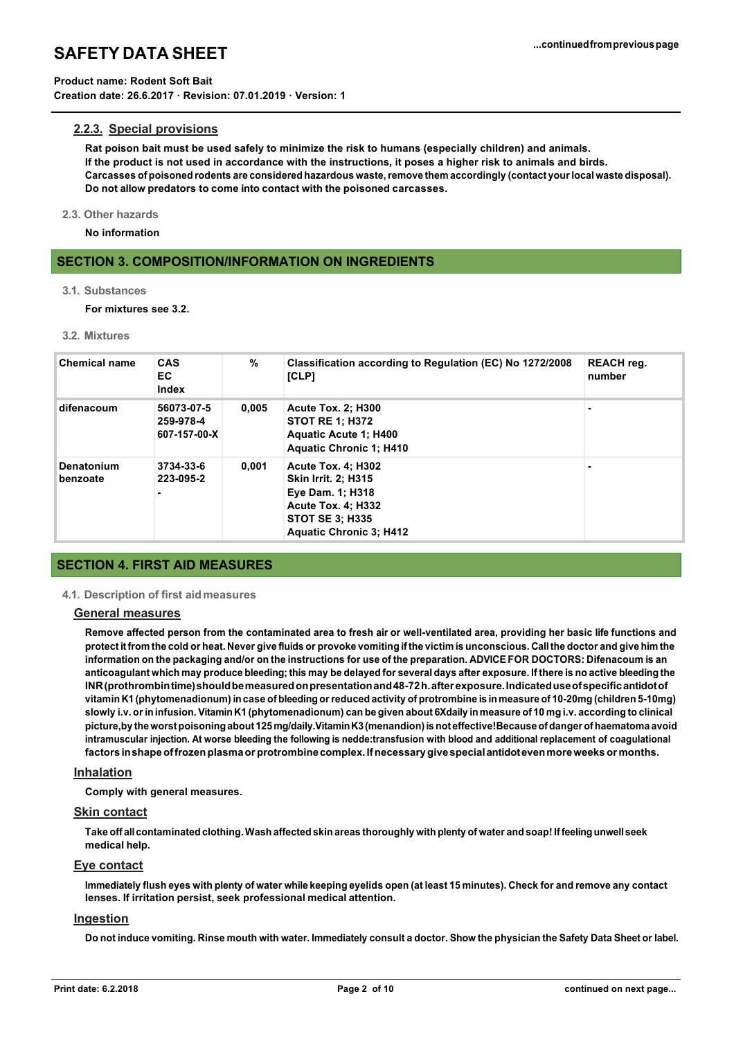#### 2.2.3. Special provisions

**Rat poison bait must be used safely to minimize the risk to humans (especially children) and animals.**
**If the product is not used in accordance with the instructions, it poses a higher risk to animals and birds.**
**Carcasses of poisoned rodents are considered hazardous waste, remove them accordingly (contact your local waste disposal).**
**Do not allow predators to come into contact with the poisoned carcasses.**

### 2.3. Other hazards

**No information**

## SECTION 3. COMPOSITION/INFORMATION ON INGREDIENTS

### 3.1. Substances

**For mixtures see 3.2.**

### 3.2. Mixtures

| Chemical name | CAS<br>EC<br>Index | % | Classification according to Regulation (EC) No 1272/2008 [CLP] | REACH reg. number |
|---|---|---|---|---|
| difenacoum | 56073-07-5<br>259-978-4<br>607-157-00-X | 0,005 | Acute Tox. 2; H300<br>STOT RE 1; H372<br>Aquatic Acute 1; H400<br>Aquatic Chronic 1; H410 | - |
| Denatonium benzoate | 3734-33-6<br>223-095-2<br>- | 0,001 | Acute Tox. 4; H302<br>Skin Irrit. 2; H315<br>Eye Dam. 1; H318<br>Acute Tox. 4; H332<br>STOT SE 3; H335<br>Aquatic Chronic 3; H412 | - |

## SECTION 4. FIRST AID MEASURES

### 4.1. Description of first aid measures

#### General measures

**Remove affected person from the contaminated area to fresh air or well-ventilated area, providing her basic life functions and protect it from the cold or heat. Never give fluids or provoke vomiting if the victim is unconscious. Call the doctor and give him the information on the packaging and/or on the instructions for use of the preparation. ADVICE FOR DOCTORS: Difenacoum is an anticoagulant which may produce bleeding; this may be delayed for several days after exposure. If there is no active bleeding the INR (prothrombin time) should be measured on presentation and 48-72 h. after exposure. Indicated use of specific antidot of vitamin K1 (phytomenadionum) in case of bleeding or reduced activity of protrombine is in measure of 10-20mg (children 5-10mg) slowly i.v. or in infusion. Vitamin K1 (phytomenadionum) can be given about 6Xdaily in measure of 10 mg i.v. according to clinical picture,by the worst poisoning about 125 mg/daily.Vitamin K3 (menandion) is not effective!Because of danger of haematoma avoid intramuscular injection. At worse bleeding the following is nedde:transfusion with blood and additional replacement of coagulational factors in shape of frozen plasma or protrombine complex. If necessary give special antidot even more weeks or months.**

#### Inhalation

**Comply with general measures.**

#### Skin contact

**Take off all contaminated clothing. Wash affected skin areas thoroughly with plenty of water and soap! If feeling unwell seek medical help.**

#### Eye contact

**Immediately flush eyes with plenty of water while keeping eyelids open (at least 15 minutes). Check for and remove any contact lenses. If irritation persist, seek professional medical attention.**

#### Ingestion

**Do not induce vomiting. Rinse mouth with water. Immediately consult a doctor. Show the physician the Safety Data Sheet or label.**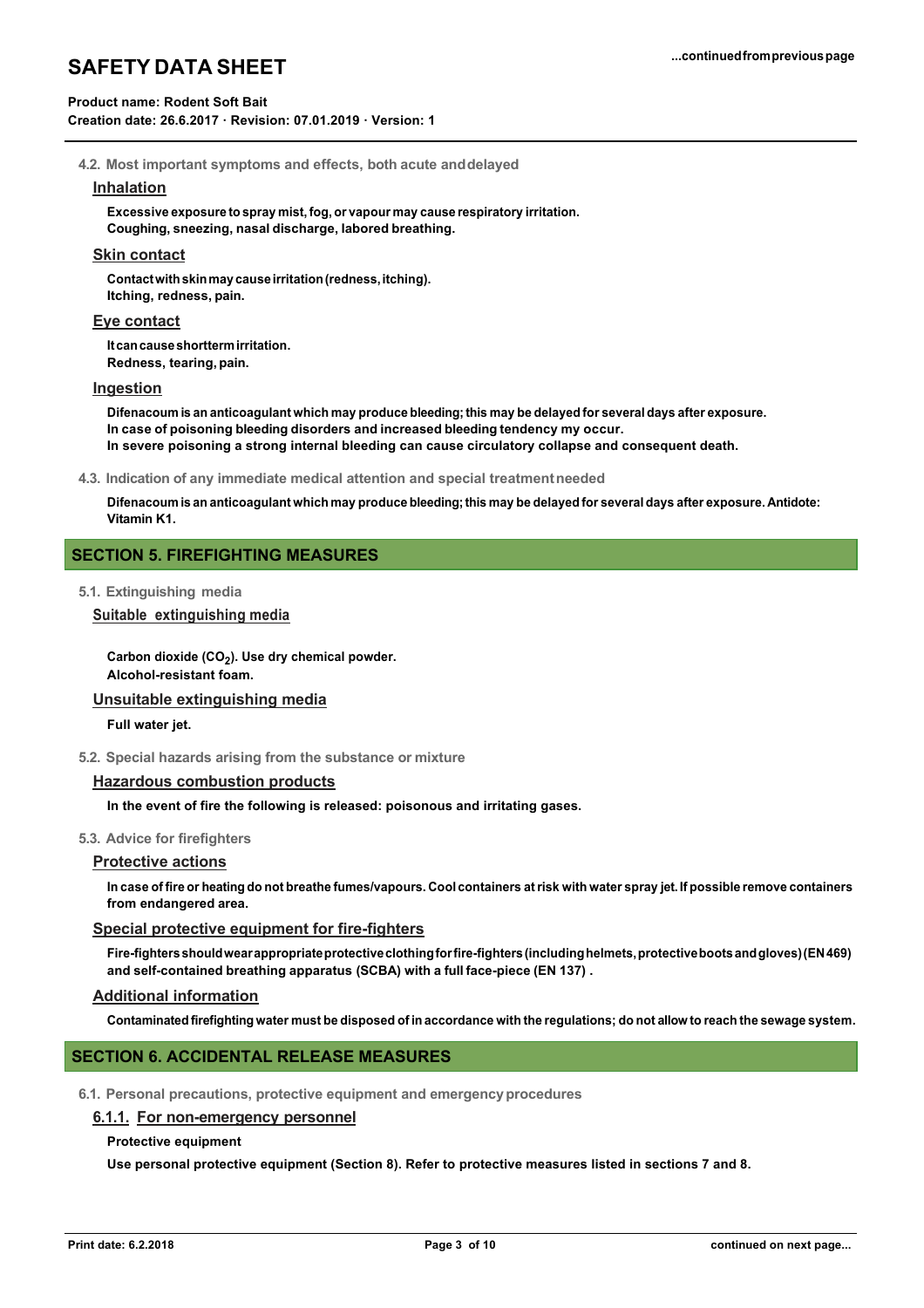#### 4.2. Most important symptoms and effects, both acute and delayed

**Inhalation**

**Excessive exposure to spray mist, fog, or vapour may cause respiratory irritation.**
**Coughing, sneezing, nasal discharge, labored breathing.**

**Skin contact**

**Contact with skin may cause irritation (redness, itching).**
**Itching, redness, pain.**

**Eye contact**

**It can cause shortterm irritation.**
**Redness, tearing, pain.**

**Ingestion**

**Difenacoum is an anticoagulant which may produce bleeding; this may be delayed for several days after exposure.**
**In case of poisoning bleeding disorders and increased bleeding tendency my occur.**
**In severe poisoning a strong internal bleeding can cause circulatory collapse and consequent death.**

#### 4.3. Indication of any immediate medical attention and special treatment needed

**Difenacoum is an anticoagulant which may produce bleeding; this may be delayed for several days after exposure. Antidote: Vitamin K1.**

## SECTION 5. FIREFIGHTING MEASURES

#### 5.1. Extinguishing media

**Suitable extinguishing media**

**Carbon dioxide ($CO_2$). Use dry chemical powder.**
**Alcohol-resistant foam.**

**Unsuitable extinguishing media**

**Full water jet.**

#### 5.2. Special hazards arising from the substance or mixture

**Hazardous combustion products**

**In the event of fire the following is released: poisonous and irritating gases.**

#### 5.3. Advice for firefighters

**Protective actions**

**In case of fire or heating do not breathe fumes/vapours. Cool containers at risk with water spray jet. If possible remove containers from endangered area.**

**Special protective equipment for fire-fighters**

**Fire-fighters should wear appropriate protective clothing for fire-fighters (including helmets, protective boots and gloves) (EN 469) and self-contained breathing apparatus (SCBA) with a full face-piece (EN 137) .**

**Additional information**

**Contaminated firefighting water must be disposed of in accordance with the regulations; do not allow to reach the sewage system.**

## SECTION 6. ACCIDENTAL RELEASE MEASURES

#### 6.1. Personal precautions, protective equipment and emergency procedures

**6.1.1. For non-emergency personnel**

**Protective equipment**

**Use personal protective equipment (Section 8). Refer to protective measures listed in sections 7 and 8.**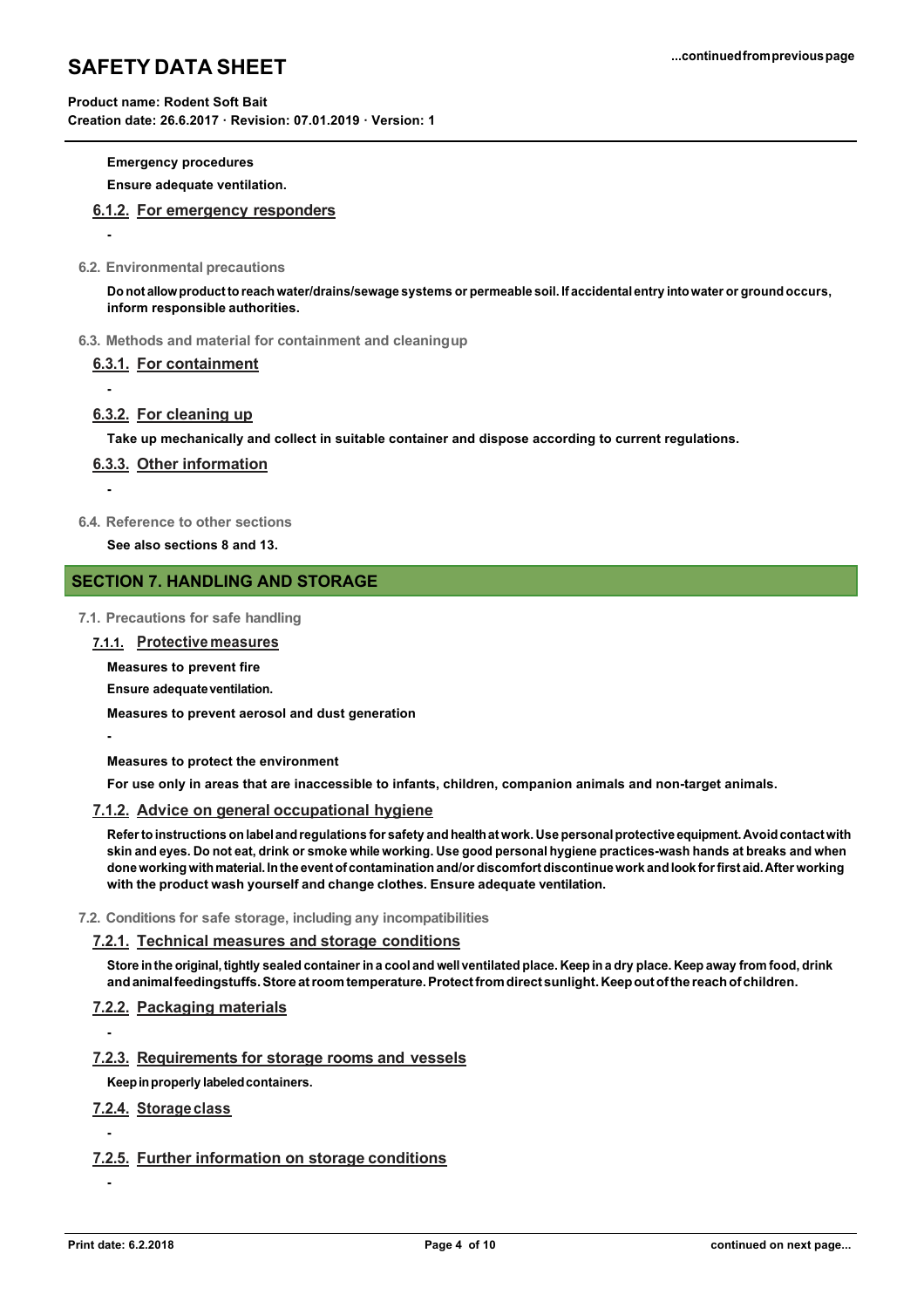**Emergency procedures**

**Ensure adequate ventilation.**

#### 6.1.2. For emergency responders

-

### 6.2. Environmental precautions

**Do not allow product to reach water/drains/sewage systems or permeable soil. If accidental entry into water or ground occurs, inform responsible authorities.**

### 6.3. Methods and material for containment and cleaning up

#### 6.3.1. For containment

-

#### 6.3.2. For cleaning up

**Take up mechanically and collect in suitable container and dispose according to current regulations.**

#### 6.3.3. Other information

-

### 6.4. Reference to other sections

**See also sections 8 and 13.**

## SECTION 7. HANDLING AND STORAGE

### 7.1. Precautions for safe handling

#### 7.1.1. Protective measures

**Measures to prevent fire**

**Ensure adequate ventilation.**

**Measures to prevent aerosol and dust generation**

-

**Measures to protect the environment**

**For use only in areas that are inaccessible to infants, children, companion animals and non-target animals.**

#### 7.1.2. Advice on general occupational hygiene

**Refer to instructions on label and regulations for safety and health at work. Use personal protective equipment. Avoid contact with skin and eyes. Do not eat, drink or smoke while working. Use good personal hygiene practices-wash hands at breaks and when done working with material. In the event of contamination and/or discomfort discontinue work and look for first aid. After working with the product wash yourself and change clothes. Ensure adequate ventilation.**

### 7.2. Conditions for safe storage, including any incompatibilities

#### 7.2.1. Technical measures and storage conditions

**Store in the original, tightly sealed container in a cool and well ventilated place. Keep in a dry place. Keep away from food, drink and animal feedingstuffs. Store at room temperature. Protect from direct sunlight. Keep out of the reach of children.**

#### 7.2.2. Packaging materials

-

#### 7.2.3. Requirements for storage rooms and vessels

**Keep in properly labeled containers.**

#### 7.2.4. Storage class

-

#### 7.2.5. Further information on storage conditions

-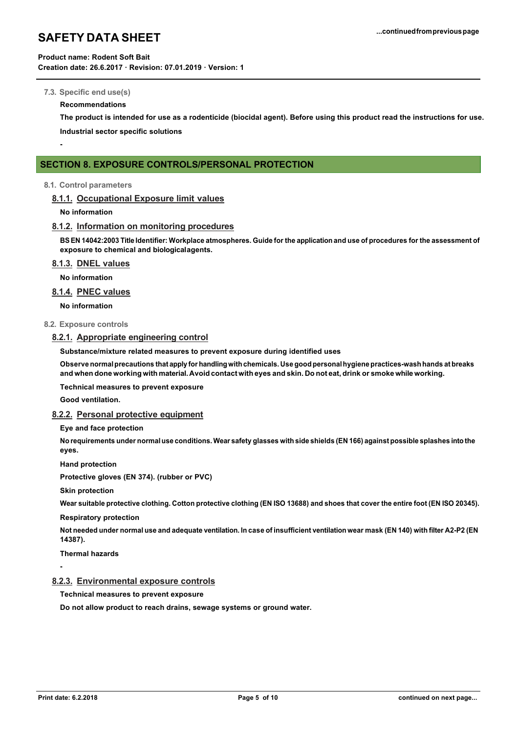**7.3. Specific end use(s)**

**Recommendations**

**The product is intended for use as a rodenticide (biocidal agent). Before using this product read the instructions for use.**

**Industrial sector specific solutions**

**-**

## SECTION 8. EXPOSURE CONTROLS/PERSONAL PROTECTION

**8.1. Control parameters**

### 8.1.1. Occupational Exposure limit values

**No information**

### 8.1.2. Information on monitoring procedures

**BS EN 14042:2003 Title Identifier: Workplace atmospheres. Guide for the application and use of procedures for the assessment of exposure to chemical and biologicalagents.**

### 8.1.3. DNEL values

**No information**

### 8.1.4. PNEC values

**No information**

**8.2. Exposure controls**

### 8.2.1. Appropriate engineering control

**Substance/mixture related measures to prevent exposure during identified uses**

**Observe normal precautions that apply for handling with chemicals. Use good personal hygiene practices-wash hands at breaks and when done working with material. Avoid contact with eyes and skin. Do not eat, drink or smoke while working.**

**Technical measures to prevent exposure**

**Good ventilation.**

### 8.2.2. Personal protective equipment

**Eye and face protection**

**No requirements under normal use conditions. Wear safety glasses with side shields (EN 166) against possible splashes into the eyes.**

**Hand protection**

**Protective gloves (EN 374). (rubber or PVC)**

**Skin protection**

**Wear suitable protective clothing. Cotton protective clothing (EN ISO 13688) and shoes that cover the entire foot (EN ISO 20345).**

**Respiratory protection**

**Not needed under normal use and adequate ventilation. In case of insufficient ventilation wear mask (EN 140) with filter A2-P2 (EN 14387).**

**Thermal hazards**

**-**

### 8.2.3. Environmental exposure controls

**Technical measures to prevent exposure**

**Do not allow product to reach drains, sewage systems or ground water.**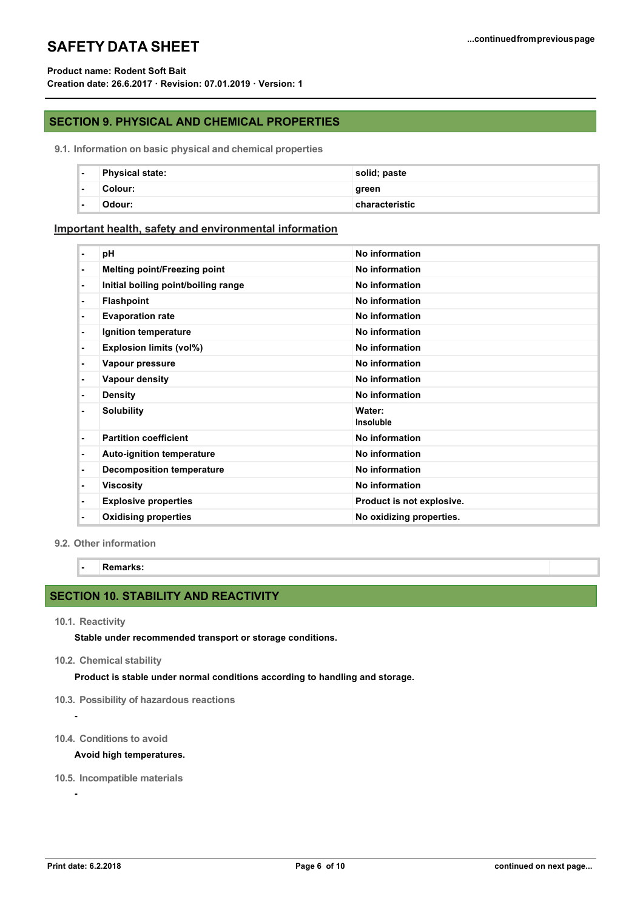## SECTION 9. PHYSICAL AND CHEMICAL PROPERTIES

### 9.1. Information on basic physical and chemical properties

| | | |
|---|---|---|
| - | **Physical state:** | solid; paste |
| - | **Colour:** | green |
| - | **Odour:** | characteristic |

**Important health, safety and environmental information**

| | | |
|---|---|---|
| - | **pH** | No information |
| - | **Melting point/Freezing point** | No information |
| - | **Initial boiling point/boiling range** | No information |
| - | **Flashpoint** | No information |
| - | **Evaporation rate** | No information |
| - | **Ignition temperature** | No information |
| - | **Explosion limits (vol%)** | No information |
| - | **Vapour pressure** | No information |
| - | **Vapour density** | No information |
| - | **Density** | No information |
| - | **Solubility** | Water: Insoluble |
| - | **Partition coefficient** | No information |
| - | **Auto-ignition temperature** | No information |
| - | **Decomposition temperature** | No information |
| - | **Viscosity** | No information |
| - | **Explosive properties** | Product is not explosive. |
| - | **Oxidising properties** | No oxidizing properties. |

### 9.2. Other information

| | | |
|---|---|---|
| - | **Remarks:** | |

## SECTION 10. STABILITY AND REACTIVITY

### 10.1. Reactivity

Stable under recommended transport or storage conditions.

### 10.2. Chemical stability

Product is stable under normal conditions according to handling and storage.

### 10.3. Possibility of hazardous reactions

-

### 10.4. Conditions to avoid

Avoid high temperatures.

### 10.5. Incompatible materials

-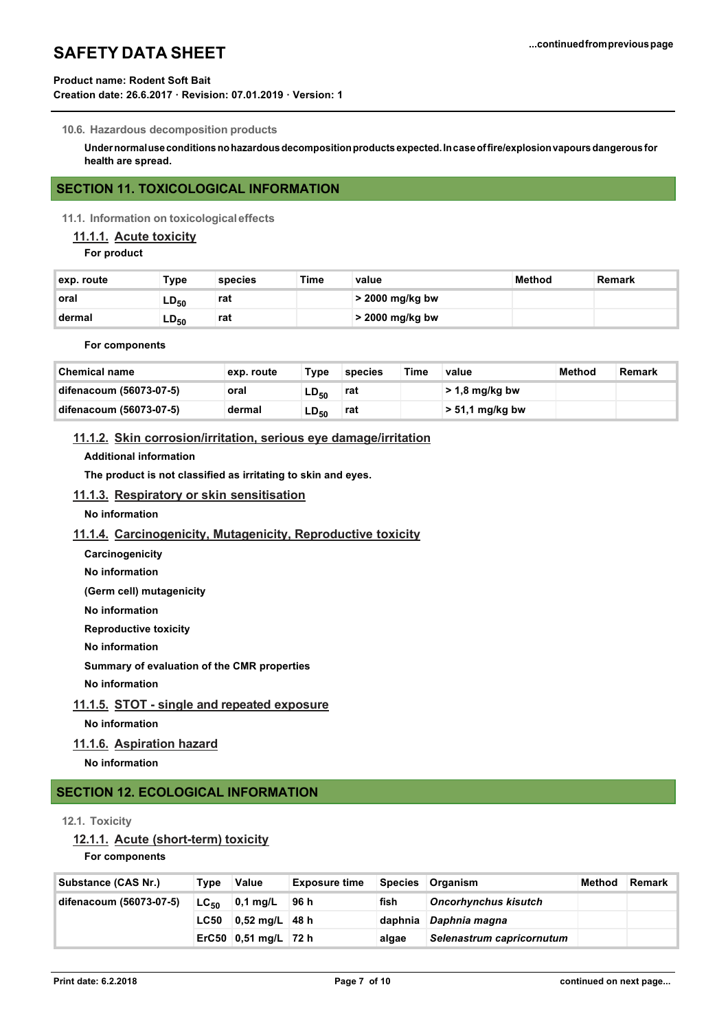#### 10.6. Hazardous decomposition products

**Under normal use conditions no hazardous decomposition products expected. In case of fire/explosion vapours dangerous for health are spread.**

## SECTION 11. TOXICOLOGICAL INFORMATION

#### 11.1. Information on toxicological effects

### 11.1.1. Acute toxicity

**For product**

| exp. route | Type | species | Time | value | Method | Remark |
|---|---|---|---|---|---|---|
| oral | $LD_{50}$ | rat | | > 2000 mg/kg bw | | |
| dermal | $LD_{50}$ | rat | | > 2000 mg/kg bw | | |

**For components**

| Chemical name | exp. route | Type | species | Time | value | Method | Remark |
|---|---|---|---|---|---|---|---|
| difenacoum (56073-07-5) | oral | $LD_{50}$ | rat | | > 1,8 mg/kg bw | | |
| difenacoum (56073-07-5) | dermal | $LD_{50}$ | rat | | > 51,1 mg/kg bw | | |

### 11.1.2. Skin corrosion/irritation, serious eye damage/irritation

**Additional information**

**The product is not classified as irritating to skin and eyes.**

### 11.1.3. Respiratory or skin sensitisation

**No information**

### 11.1.4. Carcinogenicity, Mutagenicity, Reproductive toxicity

**Carcinogenicity**

**No information**

**(Germ cell) mutagenicity**

**No information**

**Reproductive toxicity**

**No information**

**Summary of evaluation of the CMR properties**

**No information**

### 11.1.5. STOT - single and repeated exposure

**No information**

### 11.1.6. Aspiration hazard

**No information**

## SECTION 12. ECOLOGICAL INFORMATION

#### 12.1. Toxicity

### 12.1.1. Acute (short-term) toxicity

**For components**

| Substance (CAS Nr.) | Type | Value | Exposure time | Species | Organism | Method | Remark |
|---|---|---|---|---|---|---|---|
| difenacoum (56073-07-5) | $LC_{50}$ | 0,1 mg/L | 96 h | fish | *Oncorhynchus kisutch* | | |
| | LC50 | 0,52 mg/L | 48 h | daphnia | *Daphnia magna* | | |
| | ErC50 | 0,51 mg/L | 72 h | algae | *Selenastrum capricornutum* | | |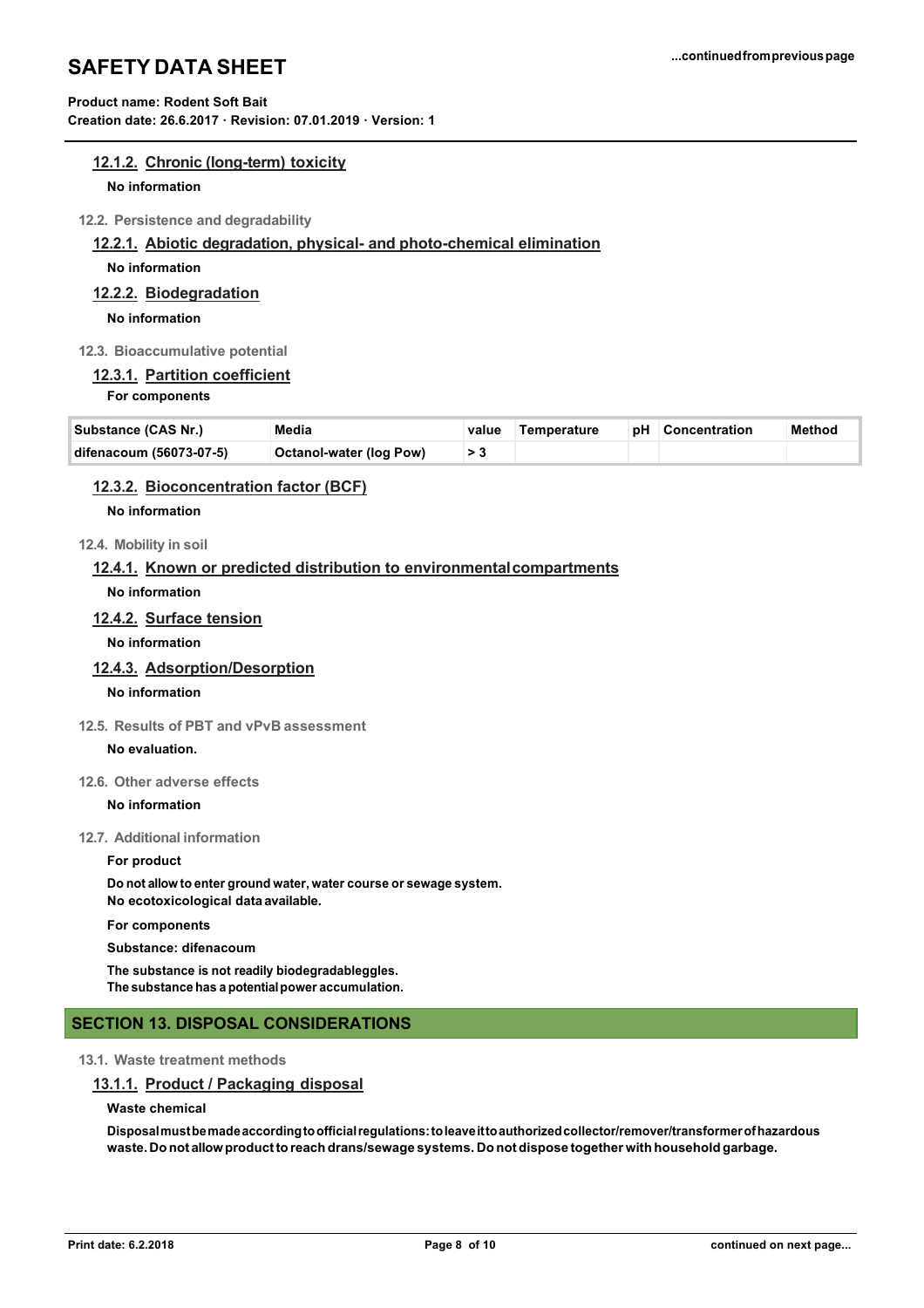#### 12.1.2. Chronic (long-term) toxicity

**No information**

### 12.2. Persistence and degradability

#### 12.2.1. Abiotic degradation, physical- and photo-chemical elimination

**No information**

#### 12.2.2. Biodegradation

**No information**

### 12.3. Bioaccumulative potential

#### 12.3.1. Partition coefficient

**For components**

| Substance (CAS Nr.) | Media | value | Temperature | pH | Concentration | Method |
|---|---|---|---|---|---|---|
| difenacoum (56073-07-5) | Octanol-water (log Pow) | > 3 | | | | |

#### 12.3.2. Bioconcentration factor (BCF)

**No information**

### 12.4. Mobility in soil

#### 12.4.1. Known or predicted distribution to environmental compartments

**No information**

#### 12.4.2. Surface tension

**No information**

#### 12.4.3. Adsorption/Desorption

**No information**

### 12.5. Results of PBT and vPvB assessment

**No evaluation.**

### 12.6. Other adverse effects

**No information**

### 12.7. Additional information

**For product**

**Do not allow to enter ground water, water course or sewage system.**
**No ecotoxicological data available.**

**For components**

**Substance: difenacoum**

**The substance is not readily biodegradableggles.**
**The substance has a potential power accumulation.**

## SECTION 13. DISPOSAL CONSIDERATIONS

### 13.1. Waste treatment methods

#### 13.1.1. Product / Packaging disposal

**Waste chemical**

**Disposal must be made according to official regulations: to leave it to authorized collector/remover/transformer of hazardous waste. Do not allow product to reach drans/sewage systems. Do not dispose together with household garbage.**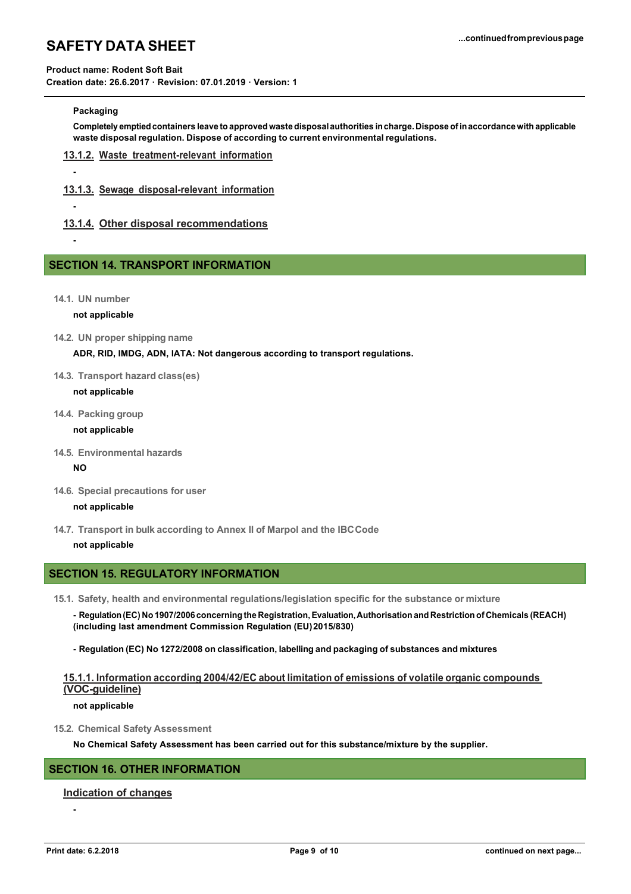**Packaging**

**Completely emptied containers leave to approved waste disposal authorities in charge. Dispose of in accordance with applicable waste disposal regulation. Dispose of according to current environmental regulations.**

### 13.1.2. Waste treatment-relevant information

-

### 13.1.3. Sewage disposal-relevant information

-

### 13.1.4. Other disposal recommendations

-

## SECTION 14. TRANSPORT INFORMATION

**14.1. UN number**

**not applicable**

**14.2. UN proper shipping name**

**ADR, RID, IMDG, ADN, IATA: Not dangerous according to transport regulations.**

**14.3. Transport hazard class(es)**

**not applicable**

**14.4. Packing group**

**not applicable**

**14.5. Environmental hazards**

**NO**

**14.6. Special precautions for user**

**not applicable**

**14.7. Transport in bulk according to Annex II of Marpol and the IBC Code**

**not applicable**

## SECTION 15. REGULATORY INFORMATION

**15.1. Safety, health and environmental regulations/legislation specific for the substance or mixture**

**- Regulation (EC) No 1907/2006 concerning the Registration, Evaluation, Authorisation and Restriction of Chemicals (REACH) (including last amendment Commission Regulation (EU) 2015/830)**

**- Regulation (EC) No 1272/2008 on classification, labelling and packaging of substances and mixtures**

### 15.1.1. Information according 2004/42/EC about limitation of emissions of volatile organic compounds (VOC-guideline)

**not applicable**

**15.2. Chemical Safety Assessment**

**No Chemical Safety Assessment has been carried out for this substance/mixture by the supplier.**

## SECTION 16. OTHER INFORMATION

### Indication of changes

-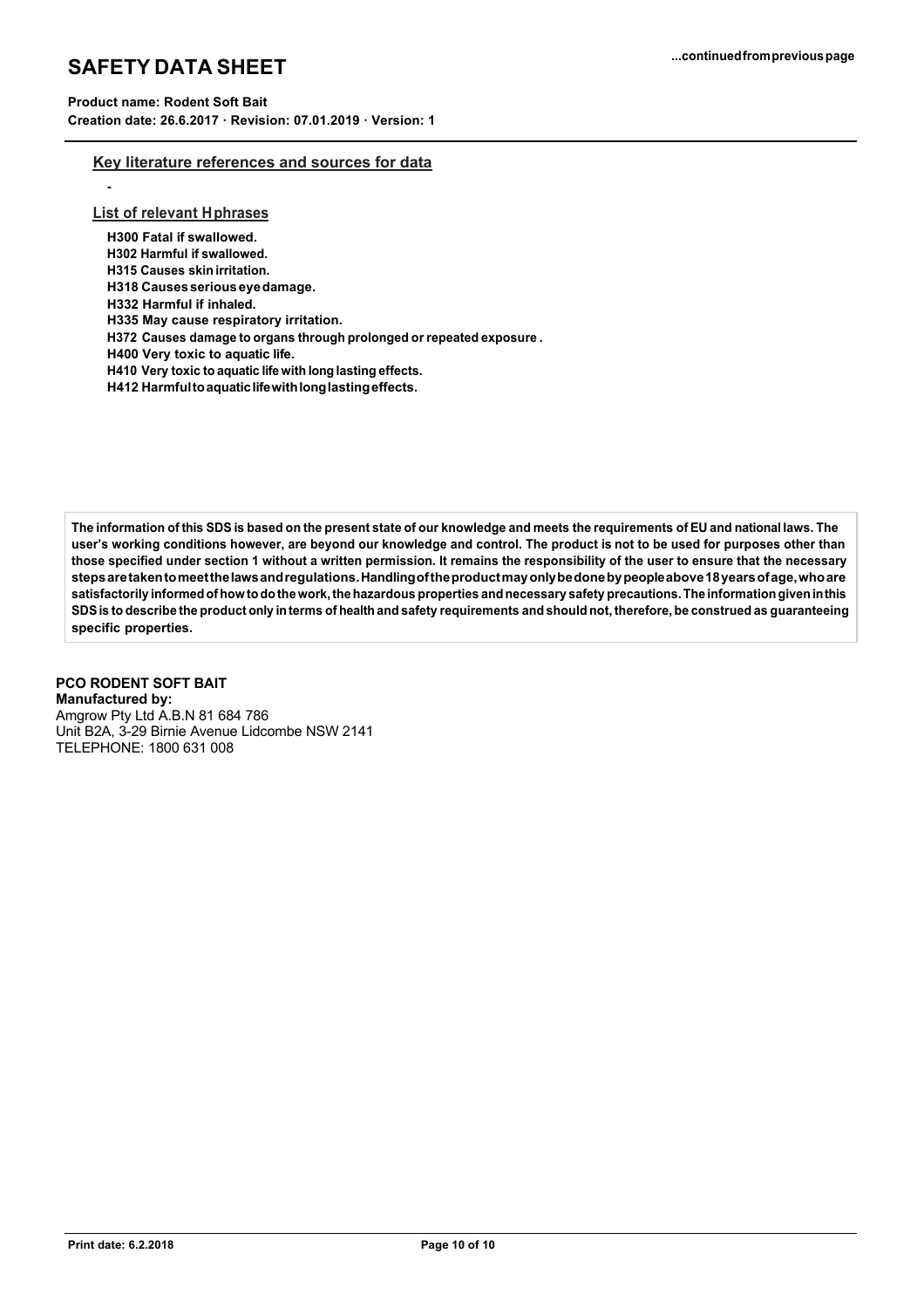## Key literature references and sources for data

-

## List of relevant H phrases

H300 Fatal if swallowed.
H302 Harmful if swallowed.
H315 Causes skin irritation.
H318 Causes serious eye damage.
H332 Harmful if inhaled.
H335 May cause respiratory irritation.
H372 Causes damage to organs through prolonged or repeated exposure .
H400 Very toxic to aquatic life.
H410 Very toxic to aquatic life with long lasting effects.
H412 Harmful to aquatic life with long lasting effects.

**The information of this SDS is based on the present state of our knowledge and meets the requirements of EU and national laws. The user's working conditions however, are beyond our knowledge and control. The product is not to be used for purposes other than those specified under section 1 without a written permission. It remains the responsibility of the user to ensure that the necessary steps are taken to meet the laws and regulations. Handling of the product may only be done by people above 18 years of age, who are satisfactorily informed of how to do the work, the hazardous properties and necessary safety precautions. The information given in this SDS is to describe the product only in terms of health and safety requirements and should not, therefore, be construed as guaranteeing specific properties.**

**PCO RODENT SOFT BAIT**
**Manufactured by:**
Amgrow Pty Ltd A.B.N 81 684 786
Unit B2A, 3-29 Birnie Avenue Lidcombe NSW 2141
TELEPHONE: 1800 631 008